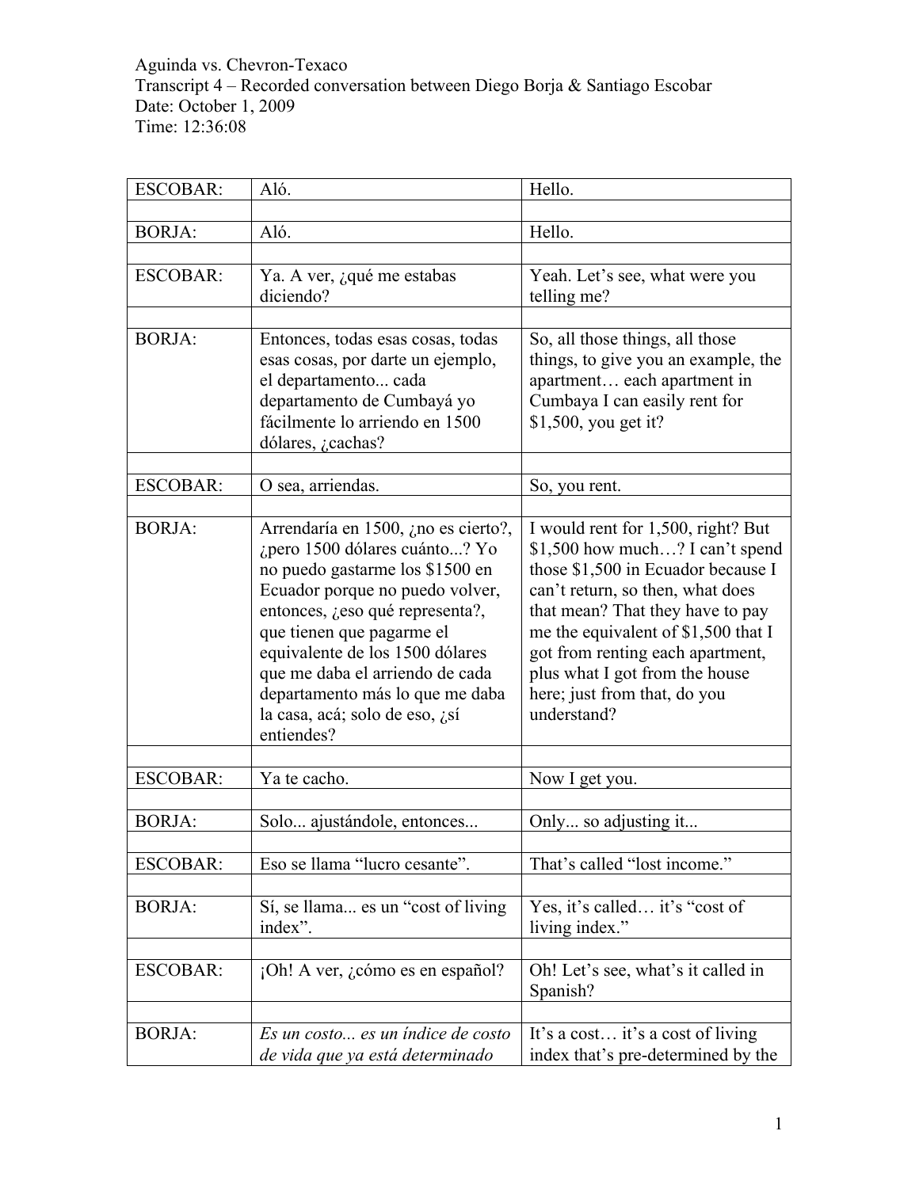Aguinda vs. Chevron-Texaco
Transcript 4 – Recorded conversation between Diego Borja & Santiago Escobar
Date: October 1, 2009
Time: 12:36:08

| | | |
|---|---|---|
| ESCOBAR: | Aló. | Hello. |
| BORJA: | Aló. | Hello. |
| ESCOBAR: | Ya. A ver, ¿qué me estabas diciendo? | Yeah. Let's see, what were you telling me? |
| BORJA: | Entonces, todas esas cosas, todas esas cosas, por darte un ejemplo, el departamento... cada departamento de Cumbayá yo fácilmente lo arriendo en 1500 dólares, ¿cachas? | So, all those things, all those things, to give you an example, the apartment… each apartment in Cumbaya I can easily rent for $1,500, you get it? |
| ESCOBAR: | O sea, arriendas. | So, you rent. |
| BORJA: | Arrendaría en 1500, ¿no es cierto?, ¿pero 1500 dólares cuánto...? Yo no puedo gastarme los $1500 en Ecuador porque no puedo volver, entonces, ¿eso qué representa?, que tienen que pagarme el equivalente de los 1500 dólares que me daba el arriendo de cada departamento más lo que me daba la casa, acá; solo de eso, ¿sí entiendes? | I would rent for 1,500, right? But $1,500 how much…? I can't spend those $1,500 in Ecuador because I can't return, so then, what does that mean? That they have to pay me the equivalent of $1,500 that I got from renting each apartment, plus what I got from the house here; just from that, do you understand? |
| ESCOBAR: | Ya te cacho. | Now I get you. |
| BORJA: | Solo... ajustándole, entonces... | Only... so adjusting it... |
| ESCOBAR: | Eso se llama "lucro cesante". | That's called "lost income." |
| BORJA: | Sí, se llama... es un "cost of living index". | Yes, it's called… it's "cost of living index." |
| ESCOBAR: | ¡Oh! A ver, ¿cómo es en español? | Oh! Let's see, what's it called in Spanish? |
| BORJA: | *Es un costo... es un índice de costo de vida que ya está determinado* | It's a cost… it's a cost of living index that's pre-determined by the |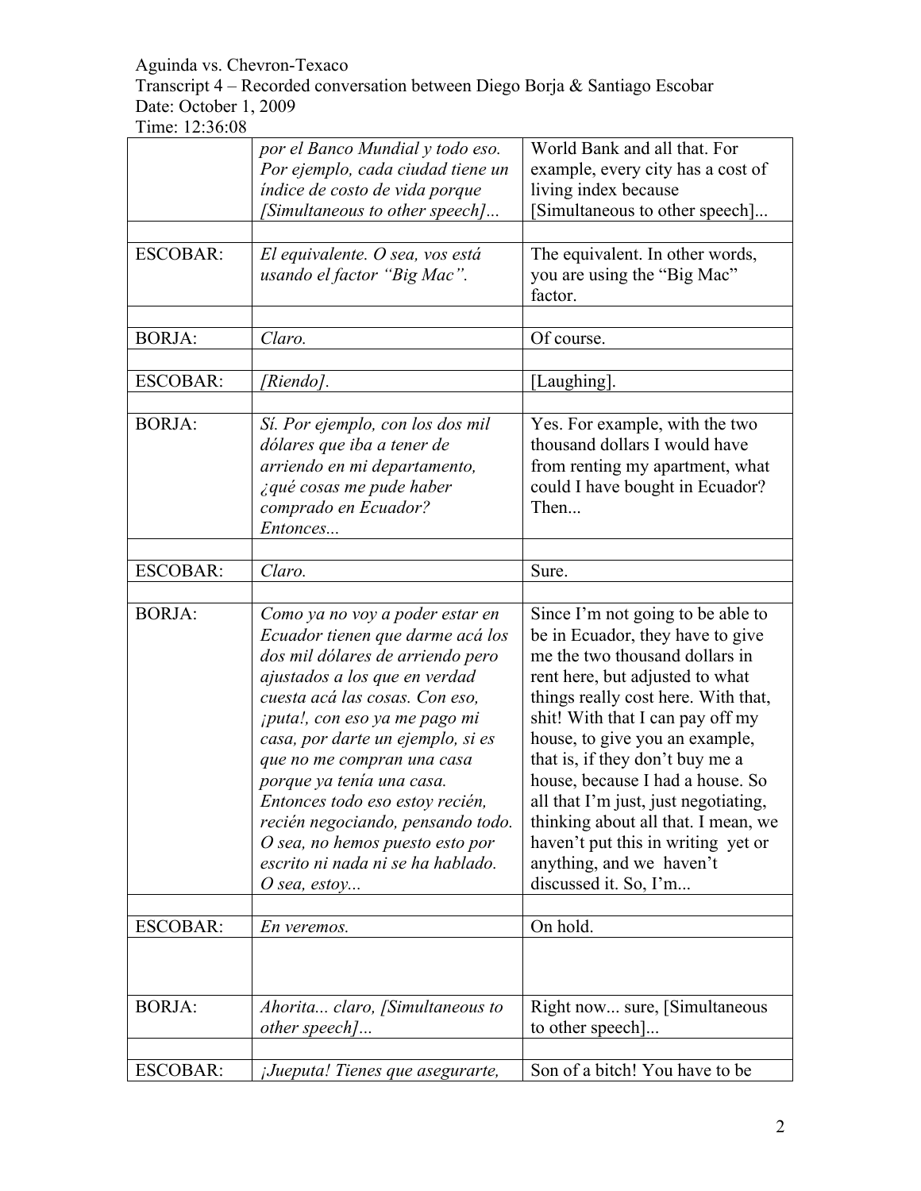Aguinda vs. Chevron-Texaco
Transcript 4 – Recorded conversation between Diego Borja & Santiago Escobar
Date: October 1, 2009
Time: 12:36:08

| | | |
|---|---|---|
| | *por el Banco Mundial y todo eso. Por ejemplo, cada ciudad tiene un índice de costo de vida porque [Simultaneous to other speech]...* | World Bank and all that. For example, every city has a cost of living index because [Simultaneous to other speech]... |
| | | |
| ESCOBAR: | *El equivalente. O sea, vos está usando el factor "Big Mac".* | The equivalent. In other words, you are using the "Big Mac" factor. |
| | | |
| BORJA: | *Claro.* | Of course. |
| | | |
| ESCOBAR: | *[Riendo].* | [Laughing]. |
| | | |
| BORJA: | *Sí. Por ejemplo, con los dos mil dólares que iba a tener de arriendo en mi departamento, ¿qué cosas me pude haber comprado en Ecuador? Entonces...* | Yes. For example, with the two thousand dollars I would have from renting my apartment, what could I have bought in Ecuador? Then... |
| | | |
| ESCOBAR: | *Claro.* | Sure. |
| | | |
| BORJA: | *Como ya no voy a poder estar en Ecuador tienen que darme acá los dos mil dólares de arriendo pero ajustados a los que en verdad cuesta acá las cosas. Con eso, ¡puta!, con eso ya me pago mi casa, por darte un ejemplo, si es que no me compran una casa porque ya tenía una casa. Entonces todo eso estoy recién, recién negociando, pensando todo. O sea, no hemos puesto esto por escrito ni nada ni se ha hablado. O sea, estoy...* | Since I'm not going to be able to be in Ecuador, they have to give me the two thousand dollars in rent here, but adjusted to what things really cost here. With that, shit! With that I can pay off my house, to give you an example, that is, if they don't buy me a house, because I had a house. So all that I'm just, just negotiating, thinking about all that. I mean, we haven't put this in writing yet or anything, and we haven't discussed it. So, I'm... |
| | | |
| ESCOBAR: | *En veremos.* | On hold. |
| | | |
| BORJA: | *Ahorita... claro, [Simultaneous to other speech]...* | Right now... sure, [Simultaneous to other speech]... |
| | | |
| ESCOBAR: | *¡Jueputa! Tienes que asegurarte,* | Son of a bitch! You have to be |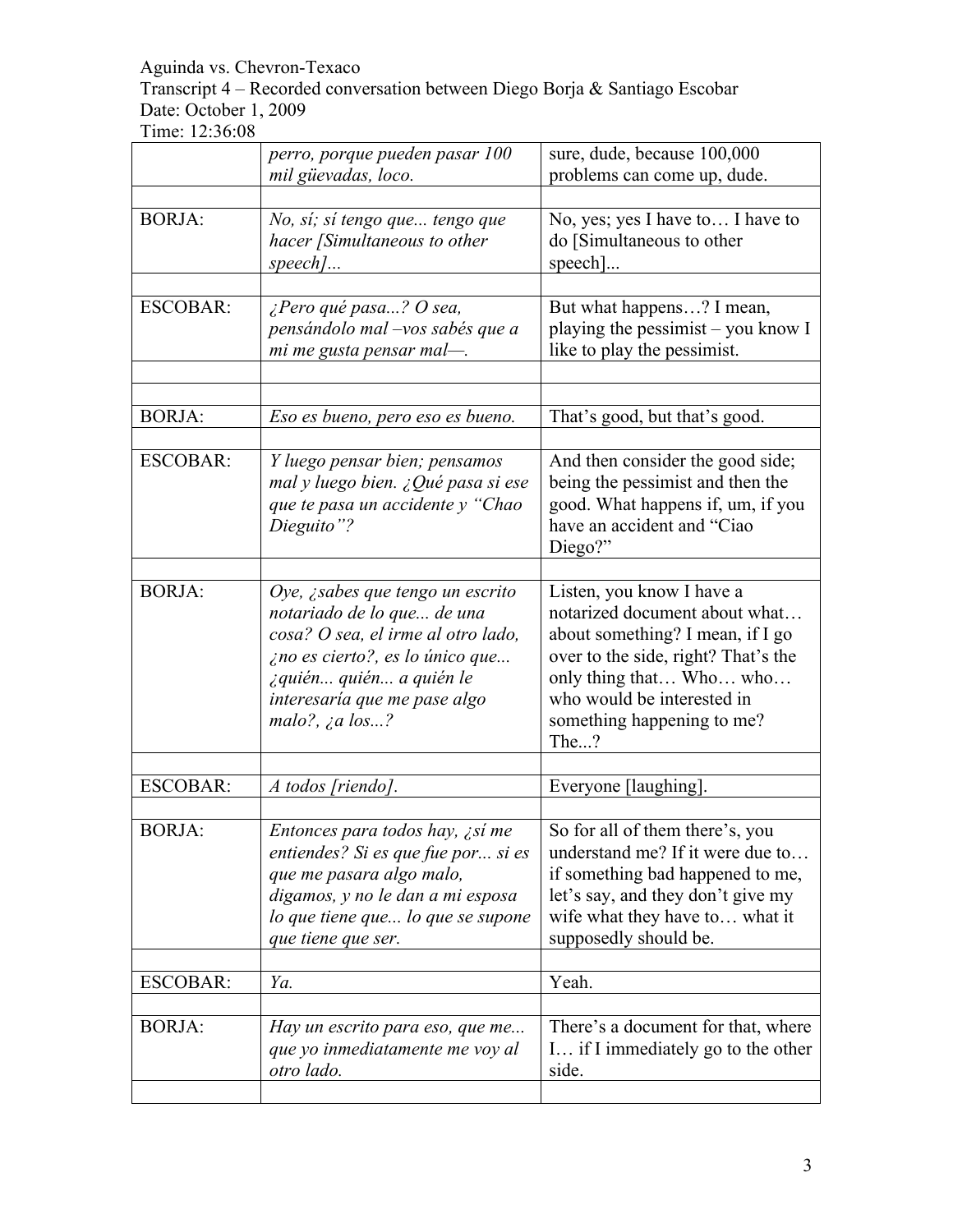Aguinda vs. Chevron-Texaco
Transcript 4 – Recorded conversation between Diego Borja & Santiago Escobar
Date: October 1, 2009
Time: 12:36:08

| | | |
|---|---|---|
| | *perro, porque pueden pasar 100 mil güevadas, loco.* | sure, dude, because 100,000 problems can come up, dude. |
| | | |
| BORJA: | *No, sí; sí tengo que... tengo que hacer [Simultaneous to other speech]...* | No, yes; yes I have to… I have to do [Simultaneous to other speech]... |
| | | |
| ESCOBAR: | *¿Pero qué pasa...? O sea, pensándolo mal –vos sabés que a mi me gusta pensar mal—.* | But what happens…? I mean, playing the pessimist – you know I like to play the pessimist. |
| | | |
| | | |
| BORJA: | *Eso es bueno, pero eso es bueno.* | That's good, but that's good. |
| | | |
| ESCOBAR: | *Y luego pensar bien; pensamos mal y luego bien. ¿Qué pasa si ese que te pasa un accidente y "Chao Dieguito"?* | And then consider the good side; being the pessimist and then the good. What happens if, um, if you have an accident and "Ciao Diego?" |
| | | |
| BORJA: | *Oye, ¿sabes que tengo un escrito notariado de lo que... de una cosa? O sea, el irme al otro lado, ¿no es cierto?, es lo único que... ¿quién... quién... a quién le interesaría que me pase algo malo?, ¿a los...?* | Listen, you know I have a notarized document about what… about something? I mean, if I go over to the side, right? That's the only thing that… Who… who… who would be interested in something happening to me? The...? |
| | | |
| ESCOBAR: | *A todos [riendo].* | Everyone [laughing]. |
| | | |
| BORJA: | *Entonces para todos hay, ¿sí me entiendes? Si es que fue por... si es que me pasara algo malo, digamos, y no le dan a mi esposa lo que tiene que... lo que se supone que tiene que ser.* | So for all of them there's, you understand me? If it were due to… if something bad happened to me, let's say, and they don't give my wife what they have to… what it supposedly should be. |
| | | |
| ESCOBAR: | *Ya.* | Yeah. |
| | | |
| BORJA: | *Hay un escrito para eso, que me... que yo inmediatamente me voy al otro lado.* | There's a document for that, where I… if I immediately go to the other side. |
| | | |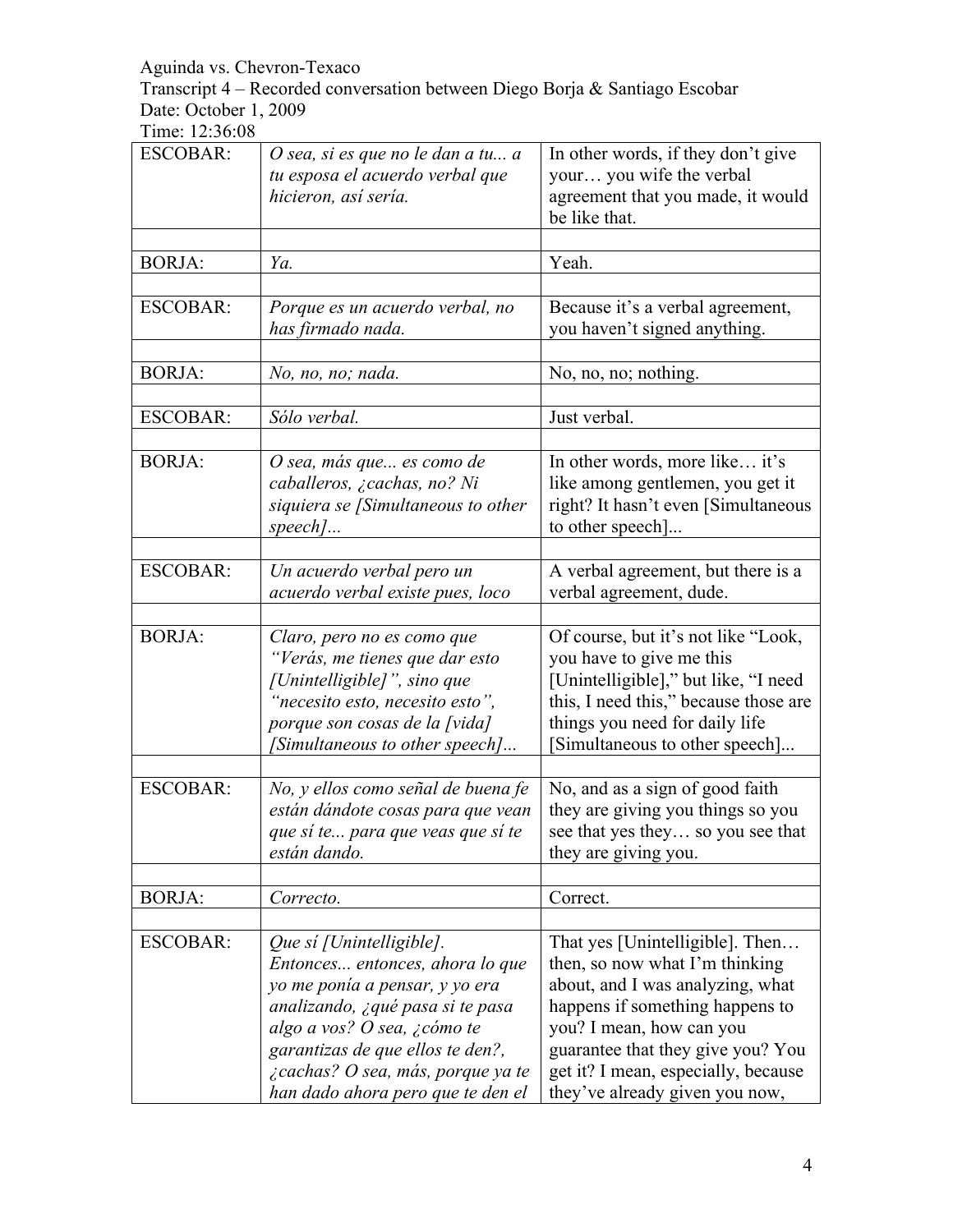Aguinda vs. Chevron-Texaco
Transcript 4 – Recorded conversation between Diego Borja & Santiago Escobar
Date: October 1, 2009
Time: 12:36:08

| | | |
|---|---|---|
| ESCOBAR: | *O sea, si es que no le dan a tu... a tu esposa el acuerdo verbal que hicieron, así sería.* | In other words, if they don't give your… you wife the verbal agreement that you made, it would be like that. |
| | | |
| BORJA: | *Ya.* | Yeah. |
| | | |
| ESCOBAR: | *Porque es un acuerdo verbal, no has firmado nada.* | Because it's a verbal agreement, you haven't signed anything. |
| | | |
| BORJA: | *No, no, no; nada.* | No, no, no; nothing. |
| | | |
| ESCOBAR: | *Sólo verbal.* | Just verbal. |
| | | |
| BORJA: | *O sea, más que... es como de caballeros, ¿cachas, no? Ni siquiera se [Simultaneous to other speech]...* | In other words, more like… it's like among gentlemen, you get it right? It hasn't even [Simultaneous to other speech]... |
| | | |
| ESCOBAR: | *Un acuerdo verbal pero un acuerdo verbal existe pues, loco* | A verbal agreement, but there is a verbal agreement, dude. |
| | | |
| BORJA: | *Claro, pero no es como que "Verás, me tienes que dar esto [Unintelligible]", sino que "necesito esto, necesito esto", porque son cosas de la [vida] [Simultaneous to other speech]...* | Of course, but it's not like "Look, you have to give me this [Unintelligible]," but like, "I need this, I need this," because those are things you need for daily life [Simultaneous to other speech]... |
| | | |
| ESCOBAR: | *No, y ellos como señal de buena fe están dándote cosas para que vean que sí te... para que veas que sí te están dando.* | No, and as a sign of good faith they are giving you things so you see that yes they… so you see that they are giving you. |
| | | |
| BORJA: | *Correcto.* | Correct. |
| | | |
| ESCOBAR: | *Que sí [Unintelligible]. Entonces... entonces, ahora lo que yo me ponía a pensar, y yo era analizando, ¿qué pasa si te pasa algo a vos? O sea, ¿cómo te garantizas de que ellos te den?, ¿cachas? O sea, más, porque ya te han dado ahora pero que te den el* | That yes [Unintelligible]. Then… then, so now what I'm thinking about, and I was analyzing, what happens if something happens to you? I mean, how can you guarantee that they give you? You get it? I mean, especially, because they've already given you now, |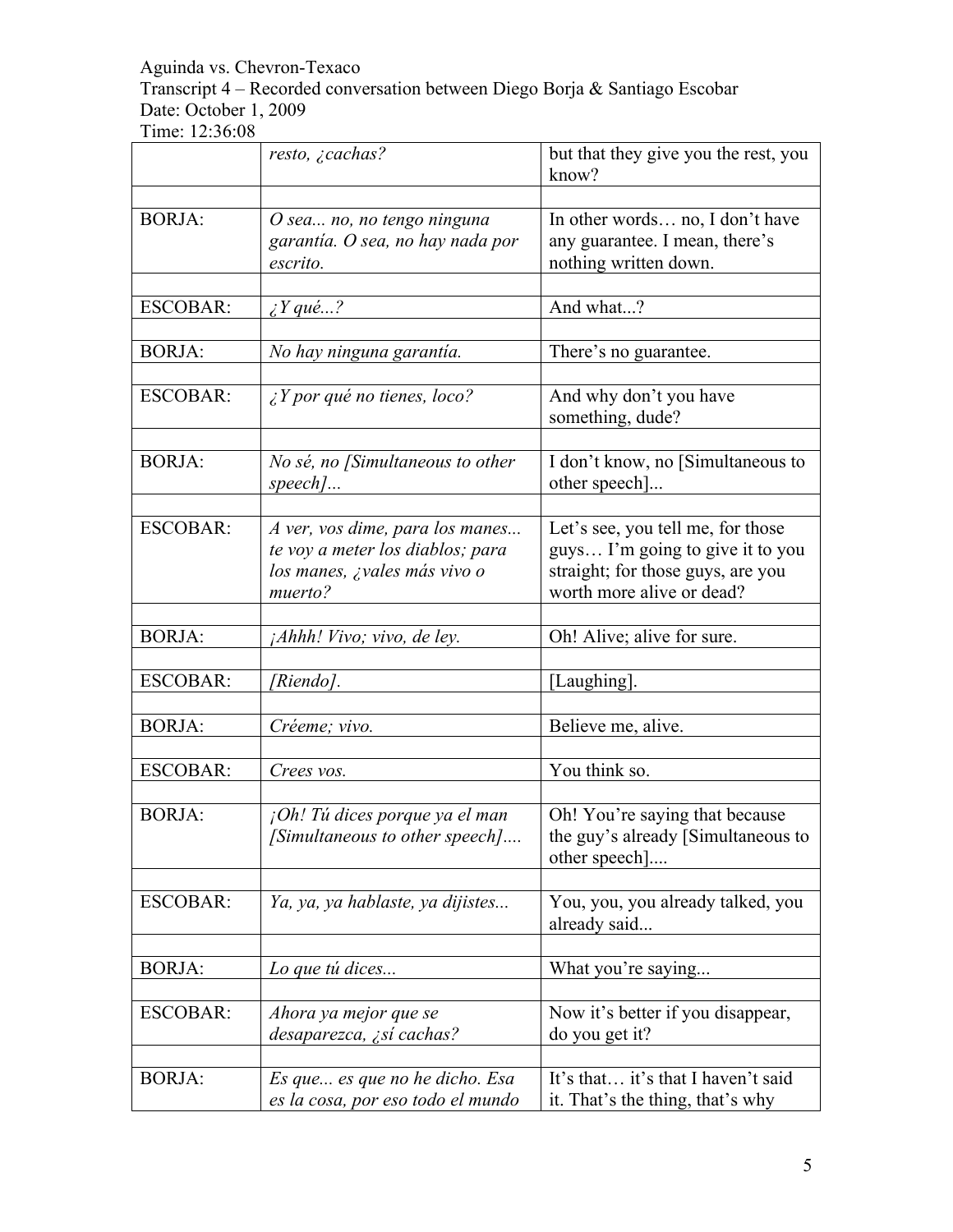Aguinda vs. Chevron-Texaco
Transcript 4 – Recorded conversation between Diego Borja & Santiago Escobar
Date: October 1, 2009
Time: 12:36:08

| | | |
|---|---|---|
| | *resto, ¿cachas?* | but that they give you the rest, you know? |
| | | |
| BORJA: | *O sea... no, no tengo ninguna garantía. O sea, no hay nada por escrito.* | In other words… no, I don't have any guarantee. I mean, there's nothing written down. |
| | | |
| ESCOBAR: | *¿Y qué...?* | And what...? |
| | | |
| BORJA: | *No hay ninguna garantía.* | There's no guarantee. |
| | | |
| ESCOBAR: | *¿Y por qué no tienes, loco?* | And why don't you have something, dude? |
| | | |
| BORJA: | *No sé, no [Simultaneous to other speech]...* | I don't know, no [Simultaneous to other speech]... |
| | | |
| ESCOBAR: | *A ver, vos dime, para los manes... te voy a meter los diablos; para los manes, ¿vales más vivo o muerto?* | Let's see, you tell me, for those guys… I'm going to give it to you straight; for those guys, are you worth more alive or dead? |
| | | |
| BORJA: | *¡Ahhh! Vivo; vivo, de ley.* | Oh! Alive; alive for sure. |
| | | |
| ESCOBAR: | *[Riendo].* | [Laughing]. |
| | | |
| BORJA: | *Créeme; vivo.* | Believe me, alive. |
| | | |
| ESCOBAR: | *Crees vos.* | You think so. |
| | | |
| BORJA: | *¡Oh! Tú dices porque ya el man [Simultaneous to other speech]....* | Oh! You're saying that because the guy's already [Simultaneous to other speech].... |
| | | |
| ESCOBAR: | *Ya, ya, ya hablaste, ya dijistes...* | You, you, you already talked, you already said... |
| | | |
| BORJA: | *Lo que tú dices...* | What you're saying... |
| | | |
| ESCOBAR: | *Ahora ya mejor que se desaparezca, ¿sí cachas?* | Now it's better if you disappear, do you get it? |
| | | |
| BORJA: | *Es que... es que no he dicho. Esa es la cosa, por eso todo el mundo* | It's that… it's that I haven't said it. That's the thing, that's why |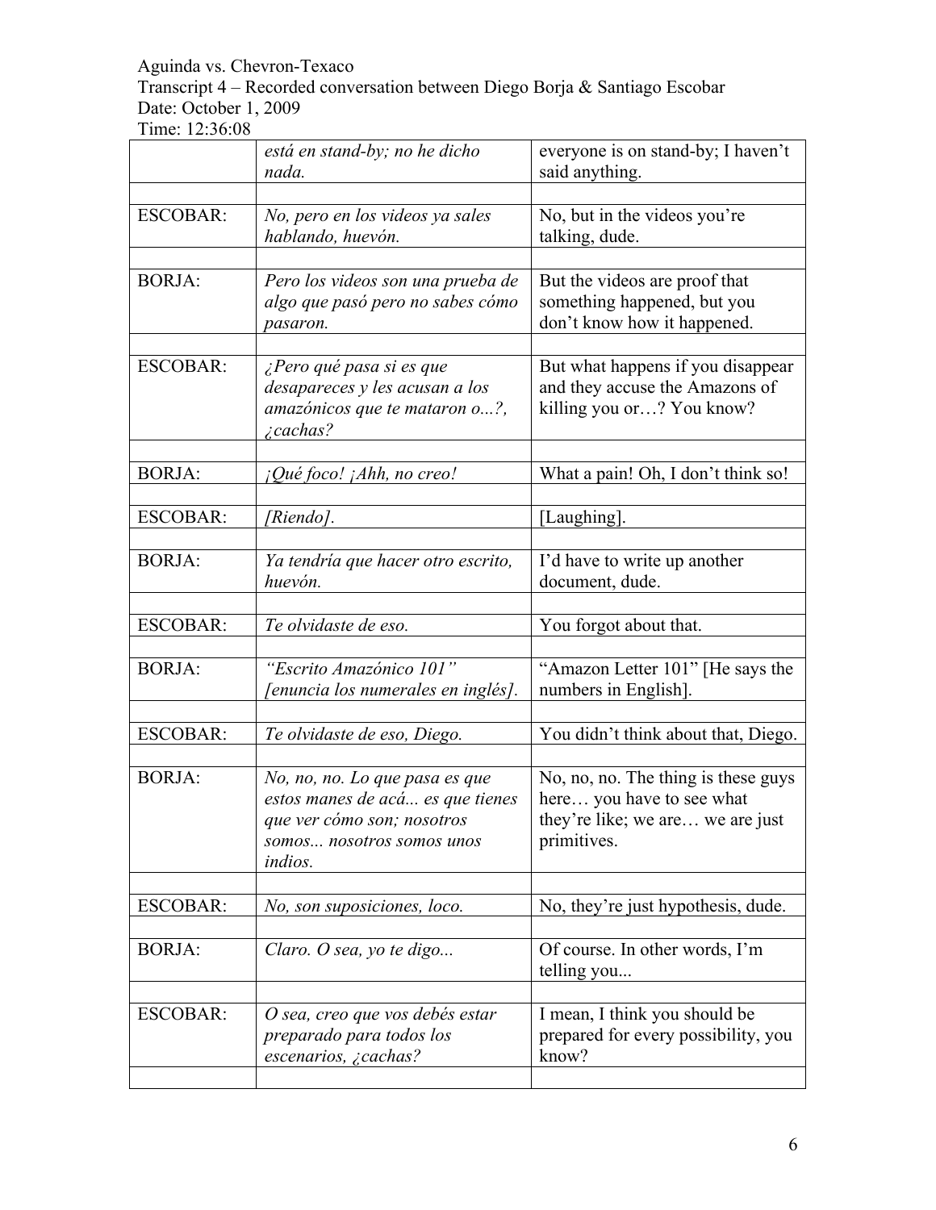| | | |
|---|---|---|
| | *está en stand-by; no he dicho nada.* | everyone is on stand-by; I haven't said anything. |
| ESCOBAR: | *No, pero en los videos ya sales hablando, huevón.* | No, but in the videos you're talking, dude. |
| BORJA: | *Pero los videos son una prueba de algo que pasó pero no sabes cómo pasaron.* | But the videos are proof that something happened, but you don't know how it happened. |
| ESCOBAR: | *¿Pero qué pasa si es que desapareces y les acusan a los amazónicos que te mataron o...?, ¿cachas?* | But what happens if you disappear and they accuse the Amazons of killing you or…? You know? |
| BORJA: | *¡Qué foco! ¡Ahh, no creo!* | What a pain! Oh, I don't think so! |
| ESCOBAR: | *[Riendo].* | [Laughing]. |
| BORJA: | *Ya tendría que hacer otro escrito, huevón.* | I'd have to write up another document, dude. |
| ESCOBAR: | *Te olvidaste de eso.* | You forgot about that. |
| BORJA: | *"Escrito Amazónico 101" [enuncia los numerales en inglés].* | "Amazon Letter 101" [He says the numbers in English]. |
| ESCOBAR: | *Te olvidaste de eso, Diego.* | You didn't think about that, Diego. |
| BORJA: | *No, no, no. Lo que pasa es que estos manes de acá... es que tienes que ver cómo son; nosotros somos... nosotros somos unos indios.* | No, no, no. The thing is these guys here… you have to see what they're like; we are… we are just primitives. |
| ESCOBAR: | *No, son suposiciones, loco.* | No, they're just hypothesis, dude. |
| BORJA: | *Claro. O sea, yo te digo...* | Of course. In other words, I'm telling you... |
| ESCOBAR: | *O sea, creo que vos debés estar preparado para todos los escenarios, ¿cachas?* | I mean, I think you should be prepared for every possibility, you know? |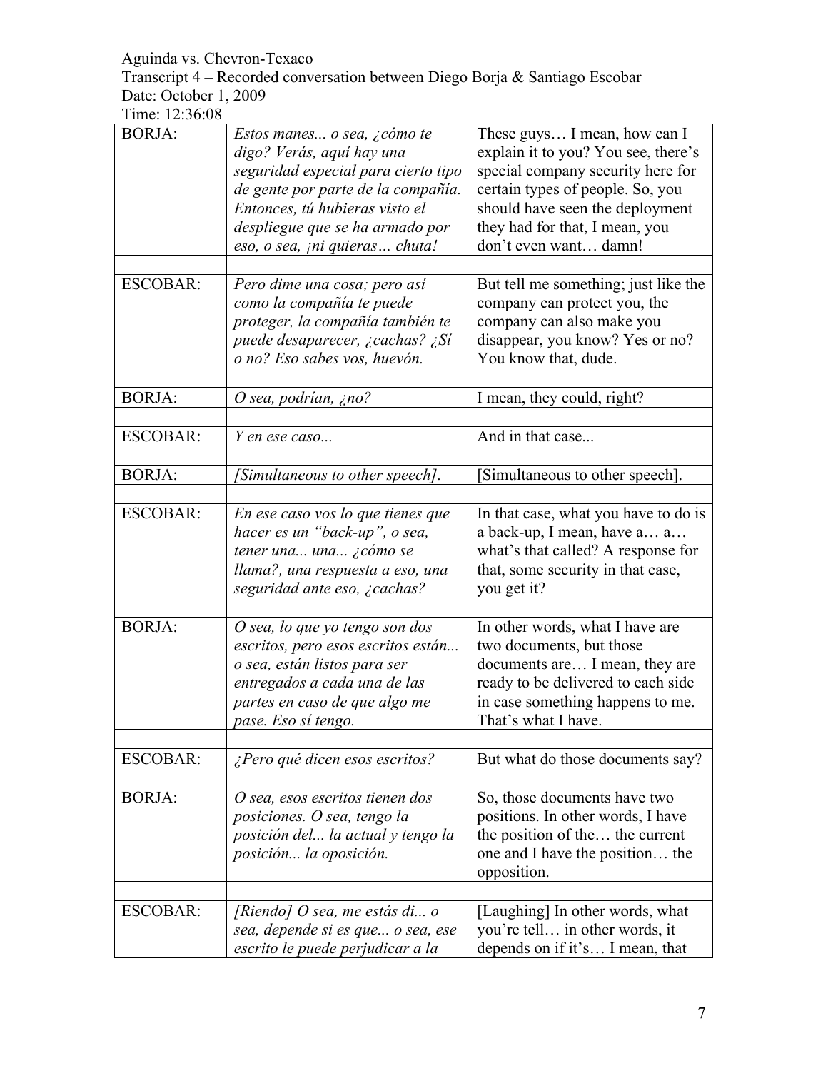Aguinda vs. Chevron-Texaco
Transcript 4 – Recorded conversation between Diego Borja & Santiago Escobar
Date: October 1, 2009
Time: 12:36:08

| | | |
|---|---|---|
| BORJA: | *Estos manes... o sea, ¿cómo te digo? Verás, aquí hay una seguridad especial para cierto tipo de gente por parte de la compañía. Entonces, tú hubieras visto el despliegue que se ha armado por eso, o sea, ¡ni quieras… chuta!* | These guys… I mean, how can I explain it to you? You see, there's special company security here for certain types of people. So, you should have seen the deployment they had for that, I mean, you don't even want… damn! |
| | | |
| ESCOBAR: | *Pero dime una cosa; pero así como la compañía te puede proteger, la compañía también te puede desaparecer, ¿cachas? ¿Sí o no? Eso sabes vos, huevón.* | But tell me something; just like the company can protect you, the company can also make you disappear, you know? Yes or no? You know that, dude. |
| | | |
| BORJA: | *O sea, podrían, ¿no?* | I mean, they could, right? |
| | | |
| ESCOBAR: | *Y en ese caso...* | And in that case... |
| | | |
| BORJA: | *[Simultaneous to other speech].* | [Simultaneous to other speech]. |
| | | |
| ESCOBAR: | *En ese caso vos lo que tienes que hacer es un "back-up", o sea, tener una... una... ¿cómo se llama?, una respuesta a eso, una seguridad ante eso, ¿cachas?* | In that case, what you have to do is a back-up, I mean, have a… a… what's that called? A response for that, some security in that case, you get it? |
| | | |
| BORJA: | *O sea, lo que yo tengo son dos escritos, pero esos escritos están... o sea, están listos para ser entregados a cada una de las partes en caso de que algo me pase. Eso sí tengo.* | In other words, what I have are two documents, but those documents are… I mean, they are ready to be delivered to each side in case something happens to me. That's what I have. |
| | | |
| ESCOBAR: | *¿Pero qué dicen esos escritos?* | But what do those documents say? |
| | | |
| BORJA: | *O sea, esos escritos tienen dos posiciones. O sea, tengo la posición del... la actual y tengo la posición... la oposición.* | So, those documents have two positions. In other words, I have the position of the… the current one and I have the position… the opposition. |
| | | |
| ESCOBAR: | *[Riendo] O sea, me estás di... o sea, depende si es que... o sea, ese escrito le puede perjudicar a la* | [Laughing] In other words, what you're tell… in other words, it depends on if it's… I mean, that |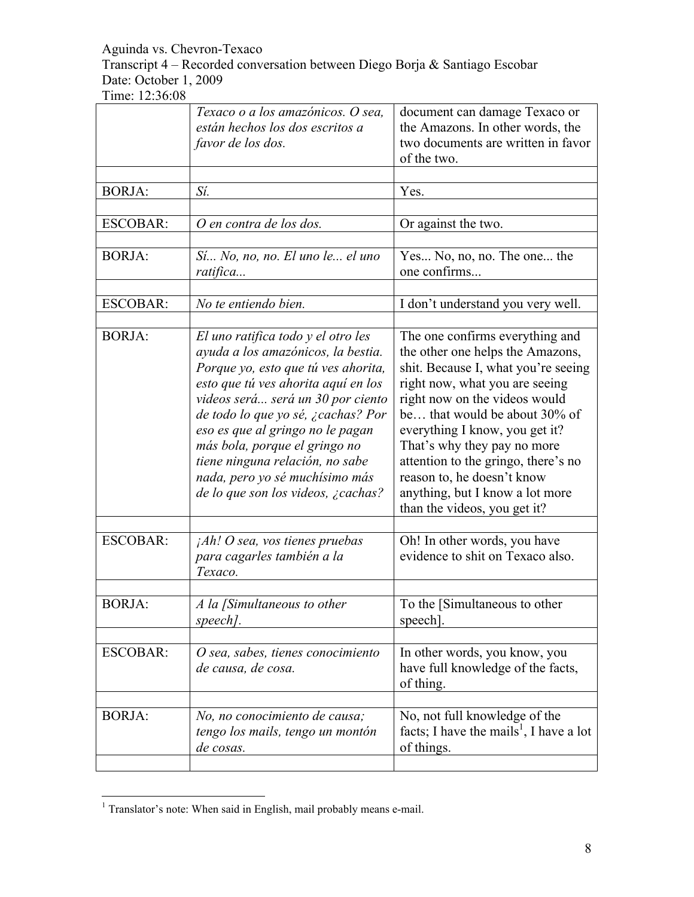| | | |
|---|---|---|
| | *Texaco o a los amazónicos. O sea, están hechos los dos escritos a favor de los dos.* | document can damage Texaco or the Amazons. In other words, the two documents are written in favor of the two. |
| | | |
| BORJA: | *Sí.* | Yes. |
| | | |
| ESCOBAR: | *O en contra de los dos.* | Or against the two. |
| | | |
| BORJA: | *Sí... No, no, no. El uno le... el uno ratifica...* | Yes... No, no, no. The one... the one confirms... |
| | | |
| ESCOBAR: | *No te entiendo bien.* | I don't understand you very well. |
| | | |
| BORJA: | *El uno ratifica todo y el otro les ayuda a los amazónicos, la bestia. Porque yo, esto que tú ves ahorita, esto que tú ves ahorita aquí en los videos será... será un 30 por ciento de todo lo que yo sé, ¿cachas? Por eso es que al gringo no le pagan más bola, porque el gringo no tiene ninguna relación, no sabe nada, pero yo sé muchísimo más de lo que son los videos, ¿cachas?* | The one confirms everything and the other one helps the Amazons, shit. Because I, what you're seeing right now, what you are seeing right now on the videos would be… that would be about 30% of everything I know, you get it? That's why they pay no more attention to the gringo, there's no reason to, he doesn't know anything, but I know a lot more than the videos, you get it? |
| | | |
| ESCOBAR: | *¡Ah! O sea, vos tienes pruebas para cagarles también a la Texaco.* | Oh! In other words, you have evidence to shit on Texaco also. |
| | | |
| BORJA: | *A la [Simultaneous to other speech].* | To the [Simultaneous to other speech]. |
| | | |
| ESCOBAR: | *O sea, sabes, tienes conocimiento de causa, de cosa.* | In other words, you know, you have full knowledge of the facts, of thing. |
| | | |
| BORJA: | *No, no conocimiento de causa; tengo los mails, tengo un montón de cosas.* | No, not full knowledge of the facts; I have the mails[1], I have a lot of things. |
| | | |

[1] Translator's note: When said in English, mail probably means e-mail.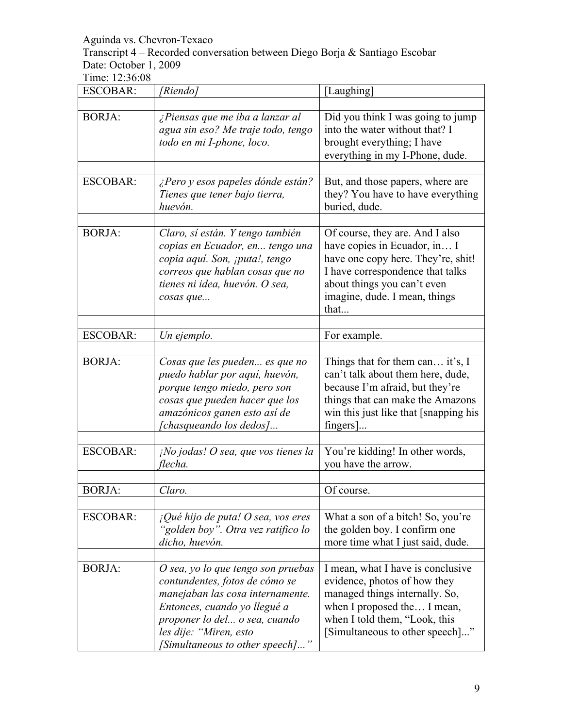Aguinda vs. Chevron-Texaco
Transcript 4 – Recorded conversation between Diego Borja & Santiago Escobar
Date: October 1, 2009
Time: 12:36:08

| | | |
|---|---|---|
| ESCOBAR: | *[Riendo]* | [Laughing] |
| | | |
| BORJA: | *¿Piensas que me iba a lanzar al agua sin eso? Me traje todo, tengo todo en mi I-phone, loco.* | Did you think I was going to jump into the water without that? I brought everything; I have everything in my I-Phone, dude. |
| | | |
| ESCOBAR: | *¿Pero y esos papeles dónde están? Tienes que tener bajo tierra, huevón.* | But, and those papers, where are they? You have to have everything buried, dude. |
| | | |
| BORJA: | *Claro, sí están. Y tengo también copias en Ecuador, en... tengo una copia aquí. Son, ¡puta!, tengo correos que hablan cosas que no tienes ni idea, huevón. O sea, cosas que...* | Of course, they are. And I also have copies in Ecuador, in… I have one copy here. They're, shit! I have correspondence that talks about things you can't even imagine, dude. I mean, things that... |
| | | |
| ESCOBAR: | *Un ejemplo.* | For example. |
| | | |
| BORJA: | *Cosas que les pueden... es que no puedo hablar por aquí, huevón, porque tengo miedo, pero son cosas que pueden hacer que los amazónicos ganen esto así de [chasqueando los dedos]...* | Things that for them can… it's, I can't talk about them here, dude, because I'm afraid, but they're things that can make the Amazons win this just like that [snapping his fingers]... |
| | | |
| ESCOBAR: | *¡No jodas! O sea, que vos tienes la flecha.* | You're kidding! In other words, you have the arrow. |
| | | |
| BORJA: | *Claro.* | Of course. |
| | | |
| ESCOBAR: | *¡Qué hijo de puta! O sea, vos eres "golden boy". Otra vez ratifico lo dicho, huevón.* | What a son of a bitch! So, you're the golden boy. I confirm one more time what I just said, dude. |
| | | |
| BORJA: | *O sea, yo lo que tengo son pruebas contundentes, fotos de cómo se manejaban las cosa internamente. Entonces, cuando yo llegué a proponer lo del... o sea, cuando les dije: "Miren, esto [Simultaneous to other speech]..."* | I mean, what I have is conclusive evidence, photos of how they managed things internally. So, when I proposed the… I mean, when I told them, "Look, this [Simultaneous to other speech]..." |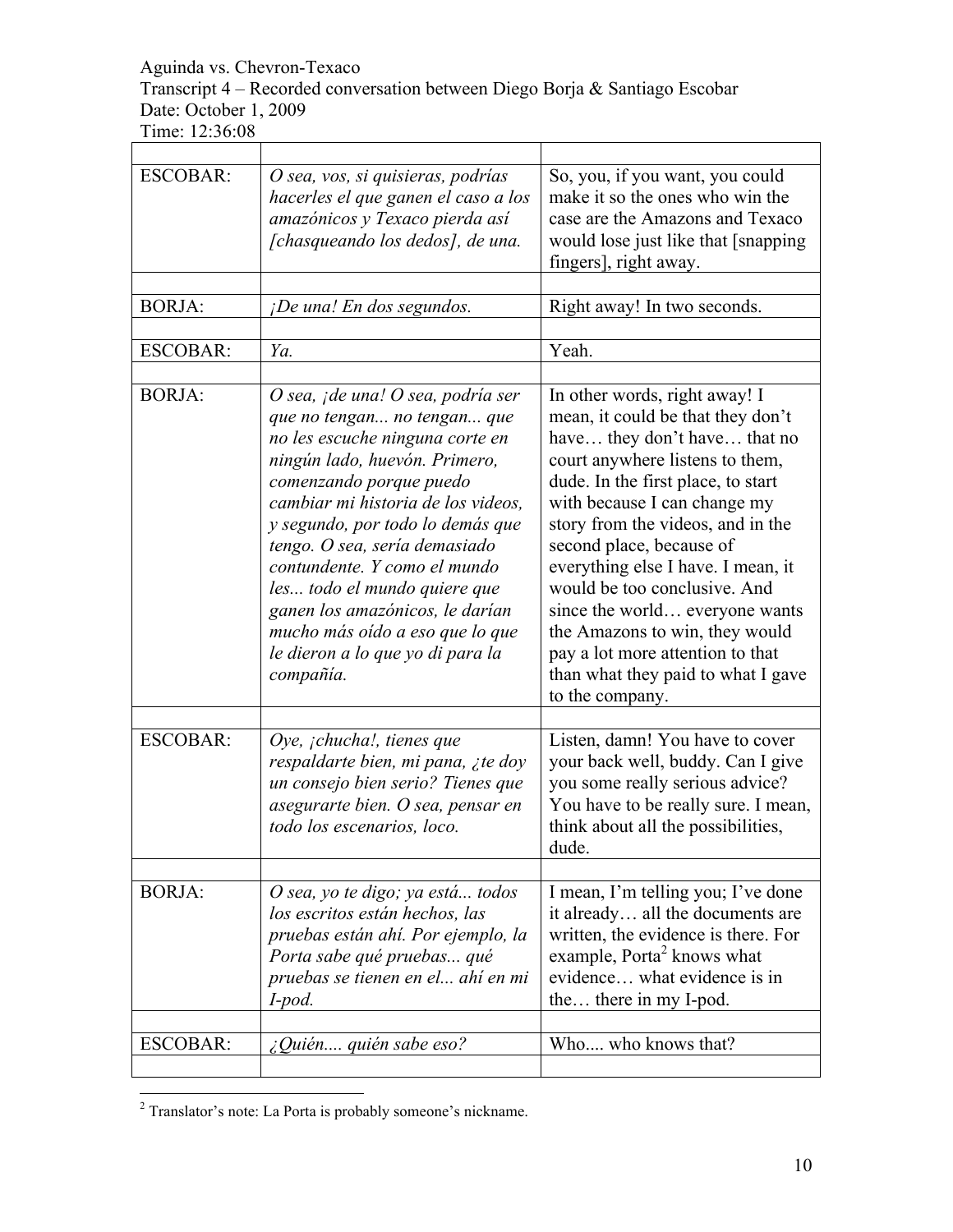Aguinda vs. Chevron-Texaco
Transcript 4 – Recorded conversation between Diego Borja & Santiago Escobar
Date: October 1, 2009
Time: 12:36:08

| | | |
|---|---|---|
| ESCOBAR: | *O sea, vos, si quisieras, podrías hacerles el que ganen el caso a los amazónicos y Texaco pierda así [chasqueando los dedos], de una.* | So, you, if you want, you could make it so the ones who win the case are the Amazons and Texaco would lose just like that [snapping fingers], right away. |
| | | |
| BORJA: | *¡De una! En dos segundos.* | Right away! In two seconds. |
| | | |
| ESCOBAR: | *Ya.* | Yeah. |
| | | |
| BORJA: | *O sea, ¡de una! O sea, podría ser que no tengan... no tengan... que no les escuche ninguna corte en ningún lado, huevón. Primero, comenzando porque puedo cambiar mi historia de los videos, y segundo, por todo lo demás que tengo. O sea, sería demasiado contundente. Y como el mundo les... todo el mundo quiere que ganen los amazónicos, le darían mucho más oído a eso que lo que le dieron a lo que yo di para la compañía.* | In other words, right away! I mean, it could be that they don't have… they don't have… that no court anywhere listens to them, dude. In the first place, to start with because I can change my story from the videos, and in the second place, because of everything else I have. I mean, it would be too conclusive. And since the world… everyone wants the Amazons to win, they would pay a lot more attention to that than what they paid to what I gave to the company. |
| | | |
| ESCOBAR: | *Oye, ¡chucha!, tienes que respaldarte bien, mi pana, ¿te doy un consejo bien serio? Tienes que asegurarte bien. O sea, pensar en todo los escenarios, loco.* | Listen, damn! You have to cover your back well, buddy. Can I give you some really serious advice? You have to be really sure. I mean, think about all the possibilities, dude. |
| | | |
| BORJA: | *O sea, yo te digo; ya está... todos los escritos están hechos, las pruebas están ahí. Por ejemplo, la Porta sabe qué pruebas... qué pruebas se tienen en el... ahí en mi I-pod.* | I mean, I'm telling you; I've done it already… all the documents are written, the evidence is there. For example, Porta[2] knows what evidence… what evidence is in the… there in my I-pod. |
| | | |
| ESCOBAR: | *¿Quién.... quién sabe eso?* | Who.... who knows that? |
| | | |

[2] Translator's note: La Porta is probably someone's nickname.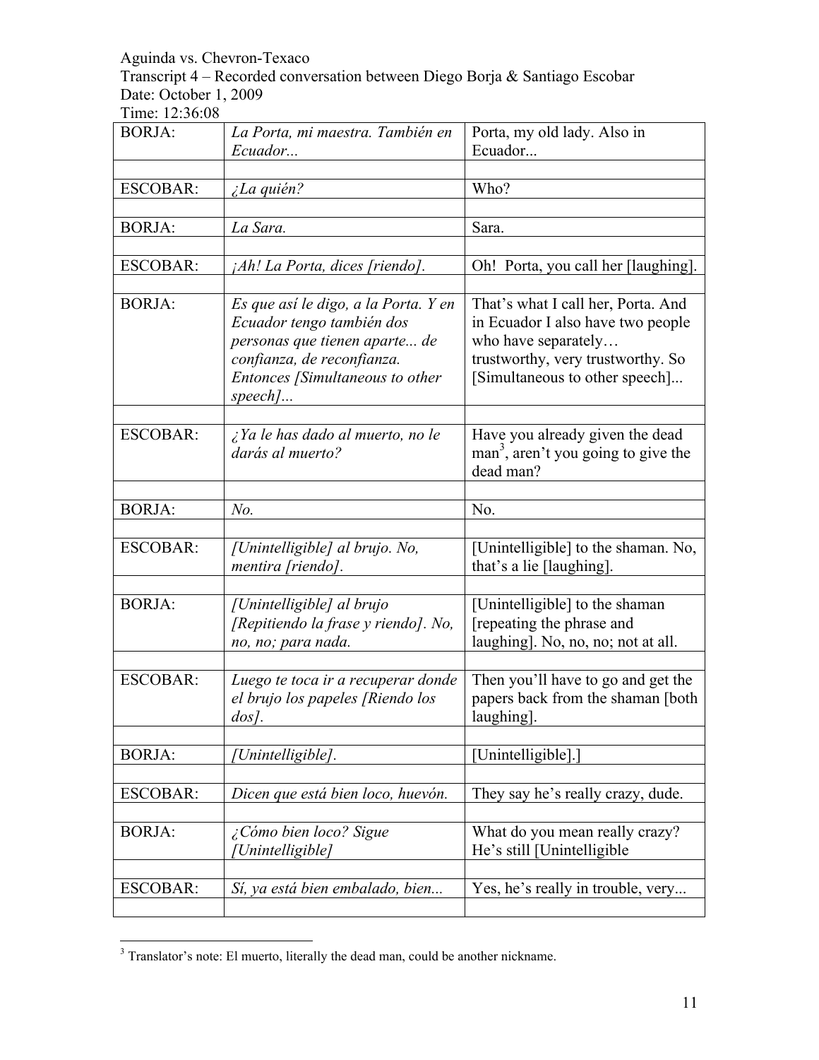Aguinda vs. Chevron-Texaco
Transcript 4 – Recorded conversation between Diego Borja & Santiago Escobar
Date: October 1, 2009
Time: 12:36:08

| | | |
|---|---|---|
| BORJA: | *La Porta, mi maestra. También en Ecuador...* | Porta, my old lady. Also in Ecuador... |
| | | |
| ESCOBAR: | *¿La quién?* | Who? |
| | | |
| BORJA: | *La Sara.* | Sara. |
| | | |
| ESCOBAR: | *¡Ah! La Porta, dices [riendo].* | Oh! Porta, you call her [laughing]. |
| | | |
| BORJA: | *Es que así le digo, a la Porta. Y en Ecuador tengo también dos personas que tienen aparte... de confianza, de reconfianza. Entonces [Simultaneous to other speech]...* | That's what I call her, Porta. And in Ecuador I also have two people who have separately… trustworthy, very trustworthy. So [Simultaneous to other speech]... |
| | | |
| ESCOBAR: | *¿Ya le has dado al muerto, no le darás al muerto?* | Have you already given the dead man[3], aren't you going to give the dead man? |
| | | |
| BORJA: | *No.* | No. |
| | | |
| ESCOBAR: | *[Unintelligible] al brujo. No, mentira [riendo].* | [Unintelligible] to the shaman. No, that's a lie [laughing]. |
| | | |
| BORJA: | *[Unintelligible] al brujo [Repitiendo la frase y riendo]. No, no, no; para nada.* | [Unintelligible] to the shaman [repeating the phrase and laughing]. No, no, no; not at all. |
| | | |
| ESCOBAR: | *Luego te toca ir a recuperar donde el brujo los papeles [Riendo los dos].* | Then you'll have to go and get the papers back from the shaman [both laughing]. |
| | | |
| BORJA: | *[Unintelligible].* | [Unintelligible].] |
| | | |
| ESCOBAR: | *Dicen que está bien loco, huevón.* | They say he's really crazy, dude. |
| | | |
| BORJA: | *¿Cómo bien loco? Sigue [Unintelligible]* | What do you mean really crazy? He's still [Unintelligible |
| | | |
| ESCOBAR: | *Sí, ya está bien embalado, bien...* | Yes, he's really in trouble, very... |
| | | |

[3] Translator's note: El muerto, literally the dead man, could be another nickname.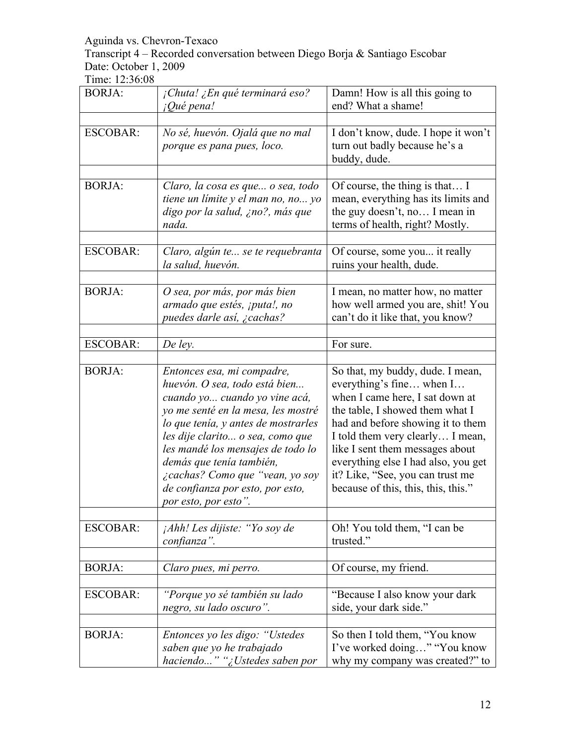Aguinda vs. Chevron-Texaco

Transcript 4 – Recorded conversation between Diego Borja & Santiago Escobar

Date: October 1, 2009

Time: 12:36:08

| | | |
|---|---|---|
| BORJA: | *¡Chuta! ¿En qué terminará eso? ¡Qué pena!* | Damn! How is all this going to end? What a shame! |
| | | |
| ESCOBAR: | *No sé, huevón. Ojalá que no mal porque es pana pues, loco.* | I don't know, dude. I hope it won't turn out badly because he's a buddy, dude. |
| | | |
| BORJA: | *Claro, la cosa es que... o sea, todo tiene un límite y el man no, no... yo digo por la salud, ¿no?, más que nada.* | Of course, the thing is that… I mean, everything has its limits and the guy doesn't, no… I mean in terms of health, right? Mostly. |
| | | |
| ESCOBAR: | *Claro, algún te... se te requebranta la salud, huevón.* | Of course, some you... it really ruins your health, dude. |
| | | |
| BORJA: | *O sea, por más, por más bien armado que estés, ¡puta!, no puedes darle así, ¿cachas?* | I mean, no matter how, no matter how well armed you are, shit! You can't do it like that, you know? |
| | | |
| ESCOBAR: | *De ley.* | For sure. |
| | | |
| BORJA: | *Entonces esa, mi compadre, huevón. O sea, todo está bien... cuando yo... cuando yo vine acá, yo me senté en la mesa, les mostré lo que tenía, y antes de mostrarles les dije clarito... o sea, como que les mandé los mensajes de todo lo demás que tenía también, ¿cachas? Como que "vean, yo soy de confianza por esto, por esto, por esto, por esto".* | So that, my buddy, dude. I mean, everything's fine… when I… when I came here, I sat down at the table, I showed them what I had and before showing it to them I told them very clearly… I mean, like I sent them messages about everything else I had also, you get it? Like, "See, you can trust me because of this, this, this, this." |
| | | |
| ESCOBAR: | *¡Ahh! Les dijiste: "Yo soy de confianza".* | Oh! You told them, "I can be trusted." |
| | | |
| BORJA: | *Claro pues, mi perro.* | Of course, my friend. |
| | | |
| ESCOBAR: | *"Porque yo sé también su lado negro, su lado oscuro".* | "Because I also know your dark side, your dark side." |
| | | |
| BORJA: | *Entonces yo les digo: "Ustedes saben que yo he trabajado haciendo..." "¿Ustedes saben por* | So then I told them, "You know I've worked doing…" "You know why my company was created?" to |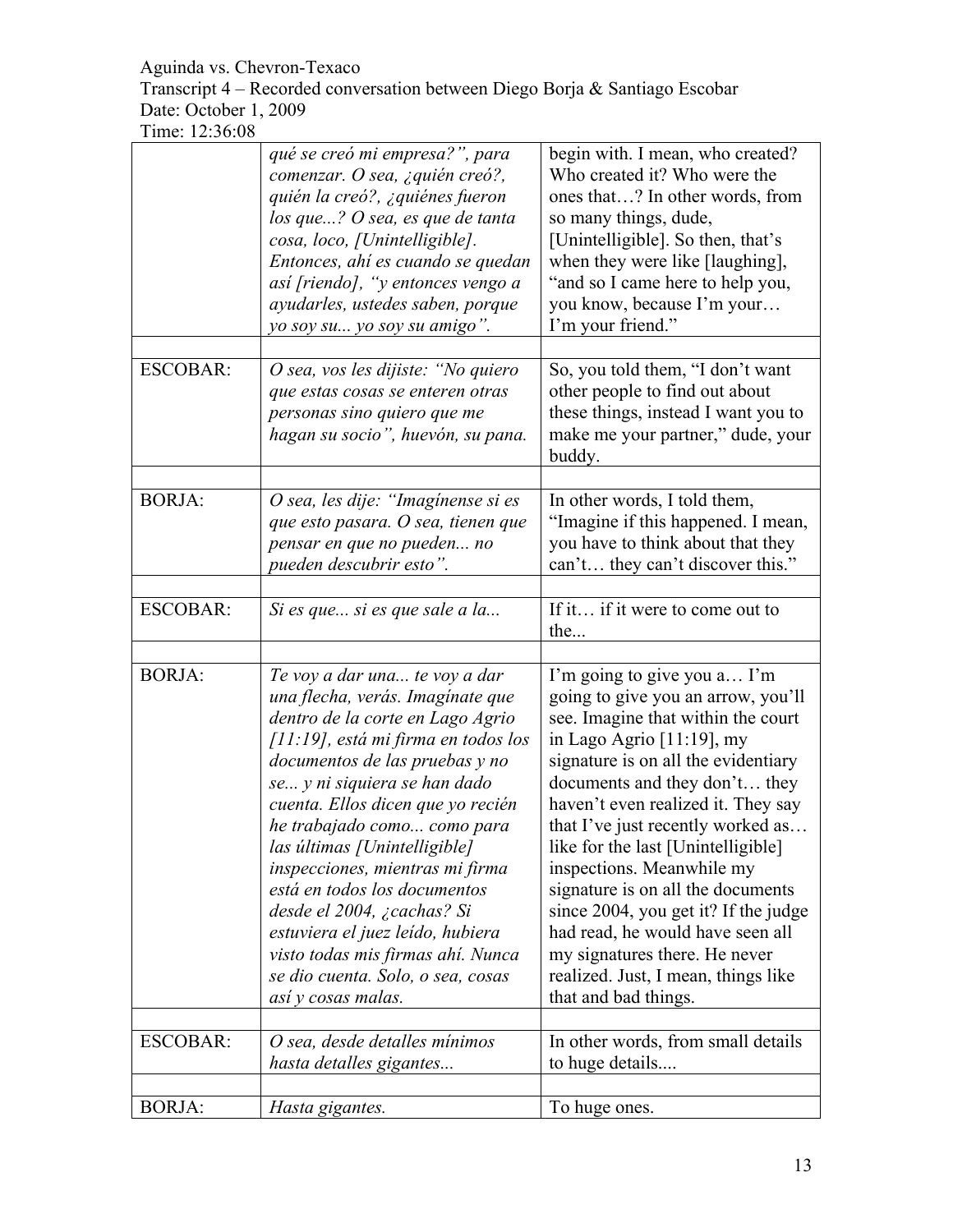| | | |
|---|---|---|
| | *qué se creó mi empresa?", para comenzar. O sea, ¿quién creó?, quién la creó?, ¿quiénes fueron los que...? O sea, es que de tanta cosa, loco, [Unintelligible]. Entonces, ahí es cuando se quedan así [riendo], "y entonces vengo a ayudarles, ustedes saben, porque yo soy su... yo soy su amigo".* | begin with. I mean, who created? Who created it? Who were the ones that…? In other words, from so many things, dude, [Unintelligible]. So then, that's when they were like [laughing], "and so I came here to help you, you know, because I'm your… I'm your friend." |
| | | |
| ESCOBAR: | *O sea, vos les dijiste: "No quiero que estas cosas se enteren otras personas sino quiero que me hagan su socio", huevón, su pana.* | So, you told them, "I don't want other people to find out about these things, instead I want you to make me your partner," dude, your buddy. |
| | | |
| BORJA: | *O sea, les dije: "Imagínense si es que esto pasara. O sea, tienen que pensar en que no pueden... no pueden descubrir esto".* | In other words, I told them, "Imagine if this happened. I mean, you have to think about that they can't… they can't discover this." |
| | | |
| ESCOBAR: | *Si es que... si es que sale a la...* | If it… if it were to come out to the... |
| | | |
| BORJA: | *Te voy a dar una... te voy a dar una flecha, verás. Imagínate que dentro de la corte en Lago Agrio [11:19], está mi firma en todos los documentos de las pruebas y no se... y ni siquiera se han dado cuenta. Ellos dicen que yo recién he trabajado como... como para las últimas [Unintelligible] inspecciones, mientras mi firma está en todos los documentos desde el 2004, ¿cachas? Si estuviera el juez leído, hubiera visto todas mis firmas ahí. Nunca se dio cuenta. Solo, o sea, cosas así y cosas malas.* | I'm going to give you a… I'm going to give you an arrow, you'll see. Imagine that within the court in Lago Agrio [11:19], my signature is on all the evidentiary documents and they don't… they haven't even realized it. They say that I've just recently worked as… like for the last [Unintelligible] inspections. Meanwhile my signature is on all the documents since 2004, you get it? If the judge had read, he would have seen all my signatures there. He never realized. Just, I mean, things like that and bad things. |
| | | |
| ESCOBAR: | *O sea, desde detalles mínimos hasta detalles gigantes...* | In other words, from small details to huge details.... |
| | | |
| BORJA: | *Hasta gigantes.* | To huge ones. |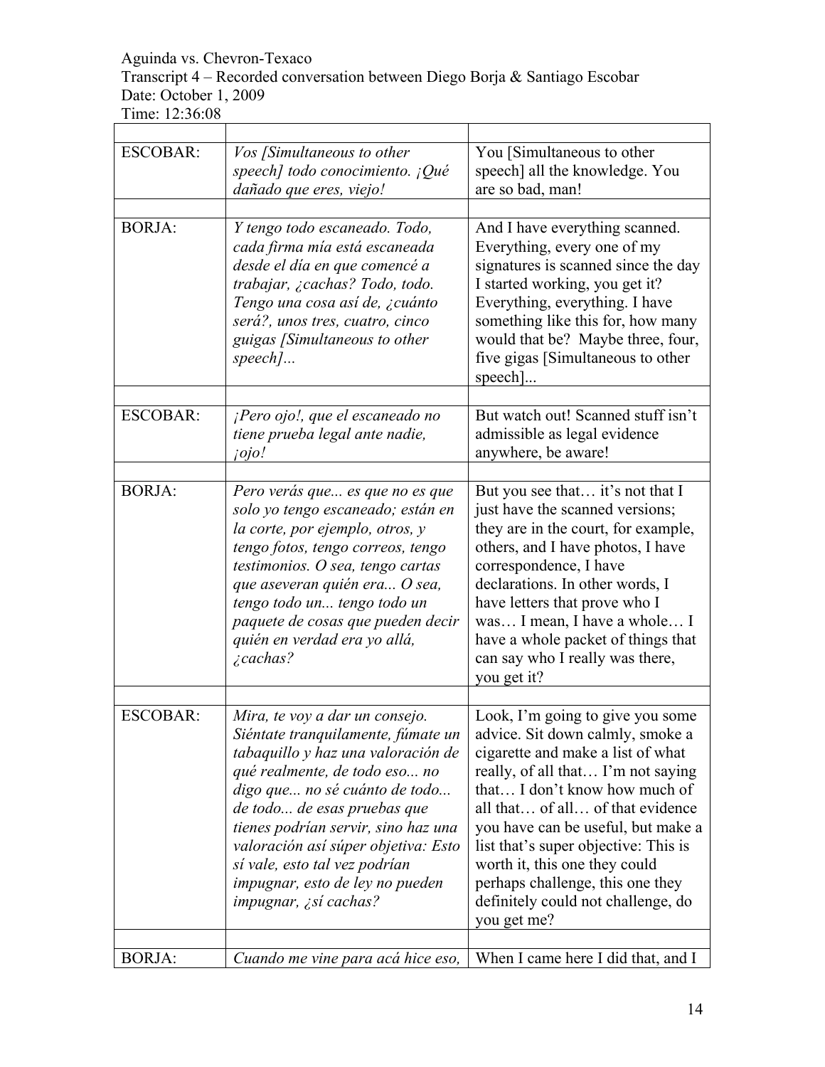Aguinda vs. Chevron-Texaco
Transcript 4 – Recorded conversation between Diego Borja & Santiago Escobar
Date: October 1, 2009
Time: 12:36:08

| | | |
|---|---|---|
| ESCOBAR: | *Vos [Simultaneous to other speech] todo conocimiento. ¡Qué dañado que eres, viejo!* | You [Simultaneous to other speech] all the knowledge. You are so bad, man! |
| | | |
| BORJA: | *Y tengo todo escaneado. Todo, cada firma mía está escaneada desde el día en que comencé a trabajar, ¿cachas? Todo, todo. Tengo una cosa así de, ¿cuánto será?, unos tres, cuatro, cinco guigas [Simultaneous to other speech]...* | And I have everything scanned. Everything, every one of my signatures is scanned since the day I started working, you get it? Everything, everything. I have something like this for, how many would that be? Maybe three, four, five gigas [Simultaneous to other speech]... |
| | | |
| ESCOBAR: | *¡Pero ojo!, que el escaneado no tiene prueba legal ante nadie, ¡ojo!* | But watch out! Scanned stuff isn't admissible as legal evidence anywhere, be aware! |
| | | |
| BORJA: | *Pero verás que... es que no es que solo yo tengo escaneado; están en la corte, por ejemplo, otros, y tengo fotos, tengo correos, tengo testimonios. O sea, tengo cartas que aseveran quién era... O sea, tengo todo un... tengo todo un paquete de cosas que pueden decir quién en verdad era yo allá, ¿cachas?* | But you see that… it's not that I just have the scanned versions; they are in the court, for example, others, and I have photos, I have correspondence, I have declarations. In other words, I have letters that prove who I was… I mean, I have a whole… I have a whole packet of things that can say who I really was there, you get it? |
| | | |
| ESCOBAR: | *Mira, te voy a dar un consejo. Siéntate tranquilamente, fúmate un tabaquillo y haz una valoración de qué realmente, de todo eso... no digo que... no sé cuánto de todo... de todo... de esas pruebas que tienes podrían servir, sino haz una valoración así súper objetiva: Esto sí vale, esto tal vez podrían impugnar, esto de ley no pueden impugnar, ¿sí cachas?* | Look, I'm going to give you some advice. Sit down calmly, smoke a cigarette and make a list of what really, of all that… I'm not saying that… I don't know how much of all that… of all… of that evidence you have can be useful, but make a list that's super objective: This is worth it, this one they could perhaps challenge, this one they definitely could not challenge, do you get me? |
| | | |
| BORJA: | *Cuando me vine para acá hice eso,* | When I came here I did that, and I |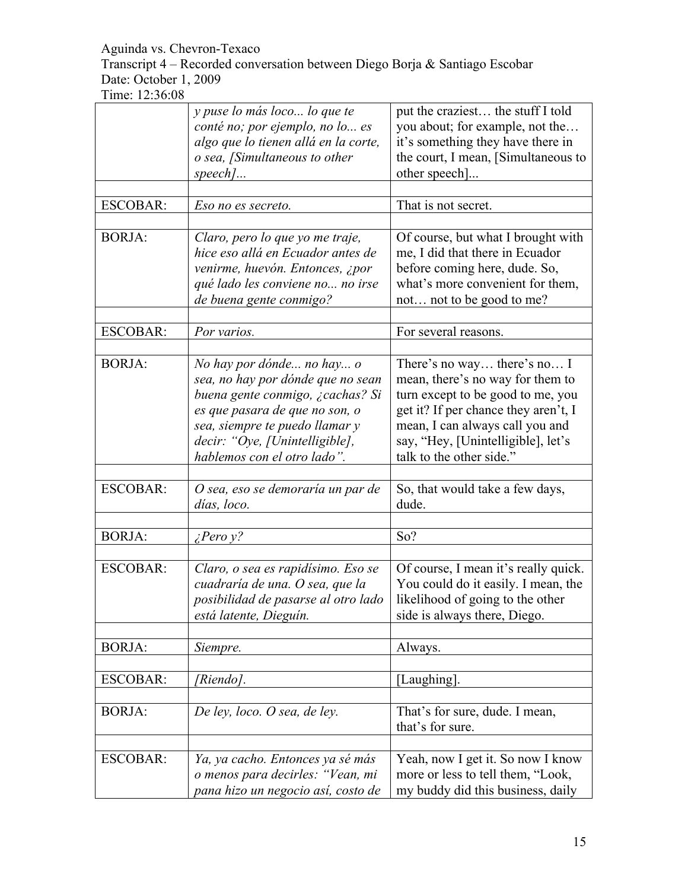Aguinda vs. Chevron-Texaco
Transcript 4 – Recorded conversation between Diego Borja & Santiago Escobar
Date: October 1, 2009
Time: 12:36:08

| | | |
|---|---|---|
| | *y puse lo más loco... lo que te conté no; por ejemplo, no lo... es algo que lo tienen allá en la corte, o sea, [Simultaneous to other speech]...* | put the craziest… the stuff I told you about; for example, not the… it's something they have there in the court, I mean, [Simultaneous to other speech]... |
| | | |
| ESCOBAR: | *Eso no es secreto.* | That is not secret. |
| | | |
| BORJA: | *Claro, pero lo que yo me traje, hice eso allá en Ecuador antes de venirme, huevón. Entonces, ¿por qué lado les conviene no... no irse de buena gente conmigo?* | Of course, but what I brought with me, I did that there in Ecuador before coming here, dude. So, what's more convenient for them, not… not to be good to me? |
| | | |
| ESCOBAR: | *Por varios.* | For several reasons. |
| | | |
| BORJA: | *No hay por dónde... no hay... o sea, no hay por dónde que no sean buena gente conmigo, ¿cachas? Si es que pasara de que no son, o sea, siempre te puedo llamar y decir: "Oye, [Unintelligible], hablemos con el otro lado".* | There's no way… there's no… I mean, there's no way for them to turn except to be good to me, you get it? If per chance they aren't, I mean, I can always call you and say, "Hey, [Unintelligible], let's talk to the other side." |
| | | |
| ESCOBAR: | *O sea, eso se demoraría un par de días, loco.* | So, that would take a few days, dude. |
| | | |
| BORJA: | *¿Pero y?* | So? |
| | | |
| ESCOBAR: | *Claro, o sea es rapidísimo. Eso se cuadraría de una. O sea, que la posibilidad de pasarse al otro lado está latente, Dieguín.* | Of course, I mean it's really quick. You could do it easily. I mean, the likelihood of going to the other side is always there, Diego. |
| | | |
| BORJA: | *Siempre.* | Always. |
| | | |
| ESCOBAR: | *[Riendo].* | [Laughing]. |
| | | |
| BORJA: | *De ley, loco. O sea, de ley.* | That's for sure, dude. I mean, that's for sure. |
| | | |
| ESCOBAR: | *Ya, ya cacho. Entonces ya sé más o menos para decirles: "Vean, mi pana hizo un negocio así, costo de* | Yeah, now I get it. So now I know more or less to tell them, "Look, my buddy did this business, daily |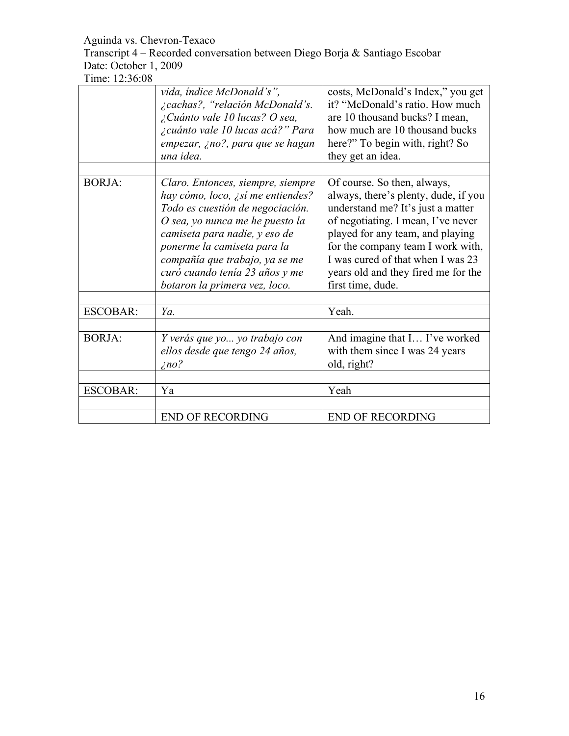Aguinda vs. Chevron-Texaco
Transcript 4 – Recorded conversation between Diego Borja & Santiago Escobar
Date: October 1, 2009
Time: 12:36:08

| | | |
|---|---|---|
| | *vida, índice McDonald's", ¿cachas?, "relación McDonald's. ¿Cuánto vale 10 lucas? O sea, ¿cuánto vale 10 lucas acá?" Para empezar, ¿no?, para que se hagan una idea.* | costs, McDonald's Index," you get it? "McDonald's ratio. How much are 10 thousand bucks? I mean, how much are 10 thousand bucks here?" To begin with, right? So they get an idea. |
| | | |
| BORJA: | *Claro. Entonces, siempre, siempre hay cómo, loco, ¿sí me entiendes? Todo es cuestión de negociación. O sea, yo nunca me he puesto la camiseta para nadie, y eso de ponerme la camiseta para la compañía que trabajo, ya se me curó cuando tenía 23 años y me botaron la primera vez, loco.* | Of course. So then, always, always, there's plenty, dude, if you understand me? It's just a matter of negotiating. I mean, I've never played for any team, and playing for the company team I work with, I was cured of that when I was 23 years old and they fired me for the first time, dude. |
| | | |
| ESCOBAR: | *Ya.* | Yeah. |
| | | |
| BORJA: | *Y verás que yo... yo trabajo con ellos desde que tengo 24 años, ¿no?* | And imagine that I… I've worked with them since I was 24 years old, right? |
| | | |
| ESCOBAR: | Ya | Yeah |
| | | |
| | END OF RECORDING | END OF RECORDING |